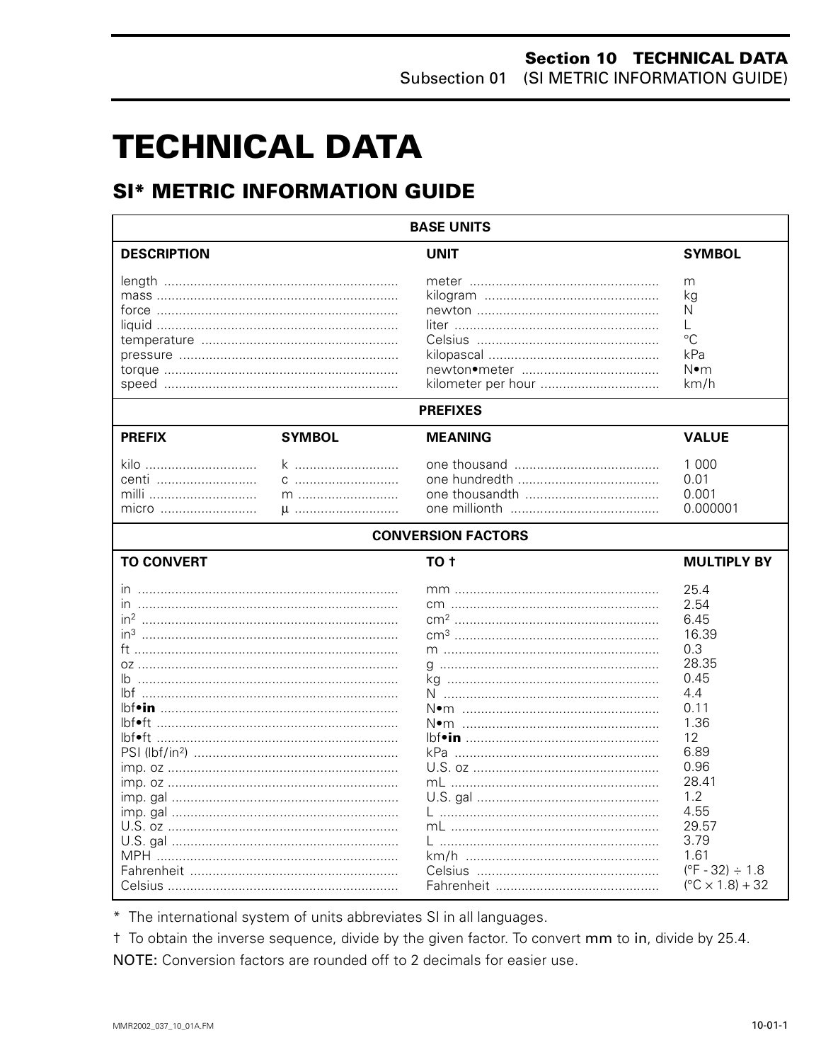# TECHNICAL DATA

## SI* METRIC INFORMATION GUIDE

| BASE UNITS | | |
|---|---|---|
| **DESCRIPTION** | **UNIT** | **SYMBOL** |
| length | meter | m |
| mass | kilogram | kg |
| force | newton | N |
| liquid | liter | L |
| temperature | Celsius | °C |
| pressure | kilopascal | kPa |
| torque | newton•meter | N•m |
| speed | kilometer per hour | km/h |

| PREFIXES | | | |
|---|---|---|---|
| **PREFIX** | **SYMBOL** | **MEANING** | **VALUE** |
| kilo | k | one thousand | 1 000 |
| centi | c | one hundredth | 0.01 |
| milli | m | one thousandth | 0.001 |
| micro | µ | one millionth | 0.000001 |

| CONVERSION FACTORS | | |
|---|---|---|
| **TO CONVERT** | **TO †** | **MULTIPLY BY** |
| in | mm | 25.4 |
| in | cm | 2.54 |
| $in^2$ | $cm^2$ | 6.45 |
| $in^3$ | $cm^3$ | 16.39 |
| ft | m | 0.3 |
| oz | g | 28.35 |
| lb | kg | 0.45 |
| lbf | N | 4.4 |
| lbf•**in** | N•m | 0.11 |
| lbf•ft | N•m | 1.36 |
| lbf•ft | lbf•**in** | 12 |
| PSI ($lbf/in^2$) | kPa | 6.89 |
| imp. oz | U.S. oz | 0.96 |
| imp. oz | mL | 28.41 |
| imp. gal | U.S. gal | 1.2 |
| imp. gal | L | 4.55 |
| U.S. oz | mL | 29.57 |
| U.S. gal | L | 3.79 |
| MPH | km/h | 1.61 |
| Fahrenheit | Celsius | (°F - 32) ÷ 1.8 |
| Celsius | Fahrenheit | (°C × 1.8) + 32 |

\* The international system of units abbreviates SI in all languages.

† To obtain the inverse sequence, divide by the given factor. To convert mm to in, divide by 25.4.

NOTE: Conversion factors are rounded off to 2 decimals for easier use.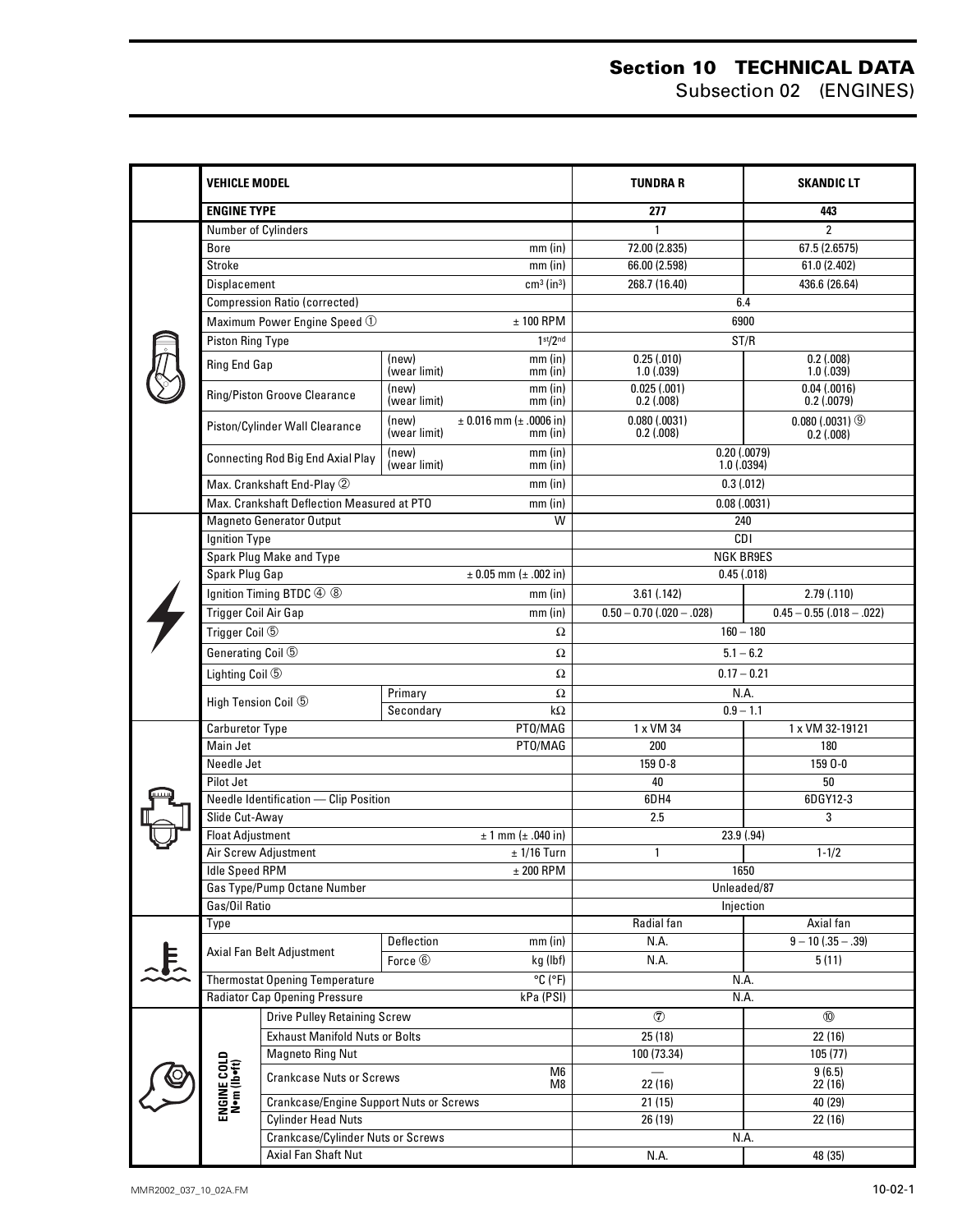# Section 10 TECHNICAL DATA
## Subsection 02 (ENGINES)

| VEHICLE MODEL | | | TUNDRA R | SKANDIC LT |
|---|---|---|---|---|
| **ENGINE TYPE** | | | **277** | **443** |
| Number of Cylinders | | | 1 | 2 |
| Bore | | mm (in) | 72.00 (2.835) | 67.5 (2.6575) |
| Stroke | | mm (in) | 66.00 (2.598) | 61.0 (2.402) |
| Displacement | | cm³ (in³) | 268.7 (16.40) | 436.6 (26.64) |
| Compression Ratio (corrected) | | | 6.4 | |
| Maximum Power Engine Speed ① | | ± 100 RPM | 6900 | |
| Piston Ring Type | | 1st/2nd | ST/R | |
| Ring End Gap | (new) / (wear limit) | mm (in) / mm (in) | 0.25 (.010) / 1.0 (.039) | 0.2 (.008) / 1.0 (.039) |
| Ring/Piston Groove Clearance | (new) / (wear limit) | mm (in) / mm (in) | 0.025 (.001) / 0.2 (.008) | 0.04 (.0016) / 0.2 (.0079) |
| Piston/Cylinder Wall Clearance | (new) / (wear limit) | ± 0.016 mm (± .0006 in) / mm (in) | 0.080 (.0031) / 0.2 (.008) | 0.080 (.0031) ⑨ / 0.2 (.008) |
| Connecting Rod Big End Axial Play | (new) / (wear limit) | mm (in) / mm (in) | 0.20 (.0079) / 1.0 (.0394) | |
| Max. Crankshaft End-Play ② | | mm (in) | 0.3 (.012) | |
| Max. Crankshaft Deflection Measured at PTO | | mm (in) | 0.08 (.0031) | |
| Magneto Generator Output | | W | 240 | |
| Ignition Type | | | CDI | |
| Spark Plug Make and Type | | | NGK BR9ES | |
| Spark Plug Gap | | ± 0.05 mm (± .002 in) | 0.45 (.018) | |
| Ignition Timing BTDC ④ ⑧ | | mm (in) | 3.61 (.142) | 2.79 (.110) |
| Trigger Coil Air Gap | | mm (in) | 0.50 – 0.70 (.020 – .028) | 0.45 – 0.55 (.018 – .022) |
| Trigger Coil ⑤ | | Ω | 160 – 180 | |
| Generating Coil ⑤ | | Ω | 5.1 – 6.2 | |
| Lighting Coil ⑤ | | Ω | 0.17 – 0.21 | |
| High Tension Coil ⑤ | Primary | Ω | N.A. | |
| | Secondary | kΩ | 0.9 – 1.1 | |
| Carburetor Type | | PTO/MAG | 1 x VM 34 | 1 x VM 32-19121 |
| Main Jet | | PTO/MAG | 200 | 180 |
| Needle Jet | | | 159 O-8 | 159 O-0 |
| Pilot Jet | | | 40 | 50 |
| Needle Identification — Clip Position | | | 6DH4 | 6DGY12-3 |
| Slide Cut-Away | | | 2.5 | 3 |
| Float Adjustment | | ± 1 mm (± .040 in) | 23.9 (.94) | |
| Air Screw Adjustment | | ± 1/16 Turn | 1 | 1-1/2 |
| Idle Speed RPM | | ± 200 RPM | 1650 | |
| Gas Type/Pump Octane Number | | | Unleaded/87 | |
| Gas/Oil Ratio | | | Injection | |
| Type | | | Radial fan | Axial fan |
| Axial Fan Belt Adjustment | Deflection | mm (in) | N.A. | 9 – 10 (.35 – .39) |
| | Force ⑥ | kg (lbf) | N.A. | 5 (11) |
| Thermostat Opening Temperature | | °C (°F) | N.A. | |
| Radiator Cap Opening Pressure | | kPa (PSI) | N.A. | |
| ENGINE COLD N•m (lb•ft) | Drive Pulley Retaining Screw | | ⑦ | ⑩ |
| | Exhaust Manifold Nuts or Bolts | | 25 (18) | 22 (16) |
| | Magneto Ring Nut | | 100 (73.34) | 105 (77) |
| | Crankcase Nuts or Screws | M6 / M8 | — / 22 (16) | 9 (6.5) / 22 (16) |
| | Crankcase/Engine Support Nuts or Screws | | 21 (15) | 40 (29) |
| | Cylinder Head Nuts | | 26 (19) | 22 (16) |
| | Crankcase/Cylinder Nuts or Screws | | N.A. | |
| | Axial Fan Shaft Nut | | N.A. | 48 (35) |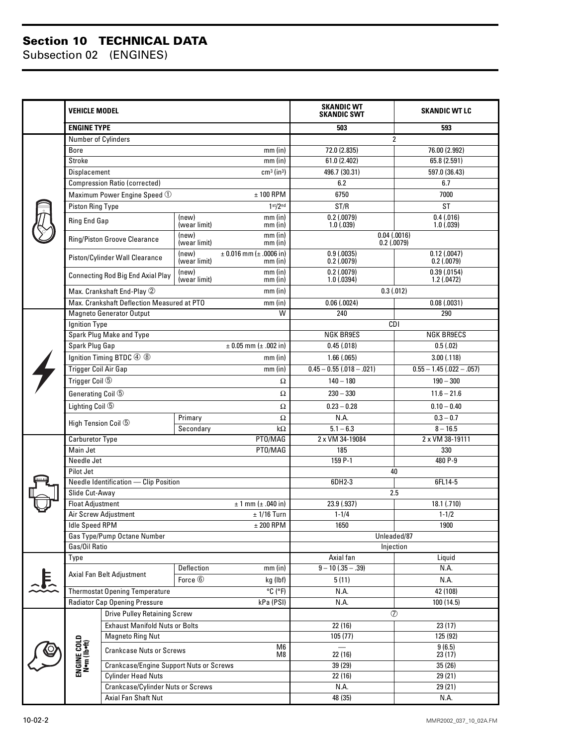# Section 10 TECHNICAL DATA

## Subsection 02 (ENGINES)

| | VEHICLE MODEL | | | SKANDIC WT SKANDIC SWT | SKANDIC WT LC |
|---|---|---|---|---|---|
| | **ENGINE TYPE** | | | **503** | **593** |
| | Number of Cylinders | | | 2 | |
| | Bore | | mm (in) | 72.0 (2.835) | 76.00 (2.992) |
| | Stroke | | mm (in) | 61.0 (2.402) | 65.8 (2.591) |
| | Displacement | | $cm^3$ ($in^3$) | 496.7 (30.31) | 597.0 (36.43) |
| | Compression Ratio (corrected) | | | 6.2 | 6.7 |
| | Maximum Power Engine Speed ① | | ± 100 RPM | 6750 | 7000 |
| | Piston Ring Type | | 1st/2nd | ST/R | ST |
| | Ring End Gap | (new) (wear limit) | mm (in) mm (in) | 0.2 (.0079) 1.0 (.039) | 0.4 (.016) 1.0 (.039) |
| | Ring/Piston Groove Clearance | (new) (wear limit) | mm (in) mm (in) | 0.04 (.0016) 0.2 (.0079) | |
| | Piston/Cylinder Wall Clearance | (new) (wear limit) | ± 0.016 mm (± .0006 in) mm (in) | 0.9 (.0035) 0.2 (.0079) | 0.12 (.0047) 0.2 (.0079) |
| | Connecting Rod Big End Axial Play | (new) (wear limit) | mm (in) mm (in) | 0.2 (.0079) 1.0 (.0394) | 0.39 (.0154) 1.2 (.0472) |
| | Max. Crankshaft End-Play ② | | mm (in) | 0.3 (.012) | |
| | Max. Crankshaft Deflection Measured at PTO | | mm (in) | 0.06 (.0024) | 0.08 (.0031) |
| | Magneto Generator Output | | W | 240 | 290 |
| | Ignition Type | | | CDI | |
| | Spark Plug Make and Type | | | NGK BR9ES | NGK BR9ECS |
| | Spark Plug Gap | | ± 0.05 mm (± .002 in) | 0.45 (.018) | 0.5 (.02) |
| | Ignition Timing BTDC ④ ⑧ | | mm (in) | 1.66 (.065) | 3.00 (.118) |
| | Trigger Coil Air Gap | | mm (in) | 0.45 – 0.55 (.018 – .021) | 0.55 – 1.45 (.022 – .057) |
| | Trigger Coil ⑤ | | Ω | 140 – 180 | 190 – 300 |
| | Generating Coil ⑤ | | Ω | 230 – 330 | 11.6 – 21.6 |
| | Lighting Coil ⑤ | | Ω | 0.23 – 0.28 | 0.10 – 0.40 |
| | High Tension Coil ⑤ | Primary | Ω | N.A. | 0.3 – 0.7 |
| | | Secondary | kΩ | 5.1 – 6.3 | 8 – 16.5 |
| | Carburetor Type | | PTO/MAG | 2 x VM 34-19084 | 2 x VM 38-19111 |
| | Main Jet | | PTO/MAG | 185 | 330 |
| | Needle Jet | | | 159 P-1 | 480 P-9 |
| | Pilot Jet | | | 40 | |
| | Needle Identification — Clip Position | | | 6DH2-3 | 6FL14-5 |
| | Slide Cut-Away | | | 2.5 | |
| | Float Adjustment | | ± 1 mm (± .040 in) | 23.9 (.937) | 18.1 (.710) |
| | Air Screw Adjustment | | ± 1/16 Turn | 1-1/4 | 1-1/2 |
| | Idle Speed RPM | | ± 200 RPM | 1650 | 1900 |
| | Gas Type/Pump Octane Number | | | Unleaded/87 | |
| | Gas/Oil Ratio | | | Injection | |
| | Type | | | Axial fan | Liquid |
| | Axial Fan Belt Adjustment | Deflection | mm (in) | 9 – 10 (.35 – .39) | N.A. |
| | | Force ⑥ | kg (lbf) | 5 (11) | N.A. |
| | Thermostat Opening Temperature | | °C (°F) | N.A. | 42 (108) |
| | Radiator Cap Opening Pressure | | kPa (PSI) | N.A. | 100 (14.5) |
| ENGINE COLD N•m (lbf•ft) | Drive Pulley Retaining Screw | | | ⑦ | |
| | Exhaust Manifold Nuts or Bolts | | | 22 (16) | 23 (17) |
| | Magneto Ring Nut | | | 105 (77) | 125 (92) |
| | Crankcase Nuts or Screws | | M6 M8 | — 22 (16) | 9 (6.5) 23 (17) |
| | Crankcase/Engine Support Nuts or Screws | | | 39 (29) | 35 (26) |
| | Cylinder Head Nuts | | | 22 (16) | 29 (21) |
| | Crankcase/Cylinder Nuts or Screws | | | N.A. | 29 (21) |
| | Axial Fan Shaft Nut | | | 48 (35) | N.A. |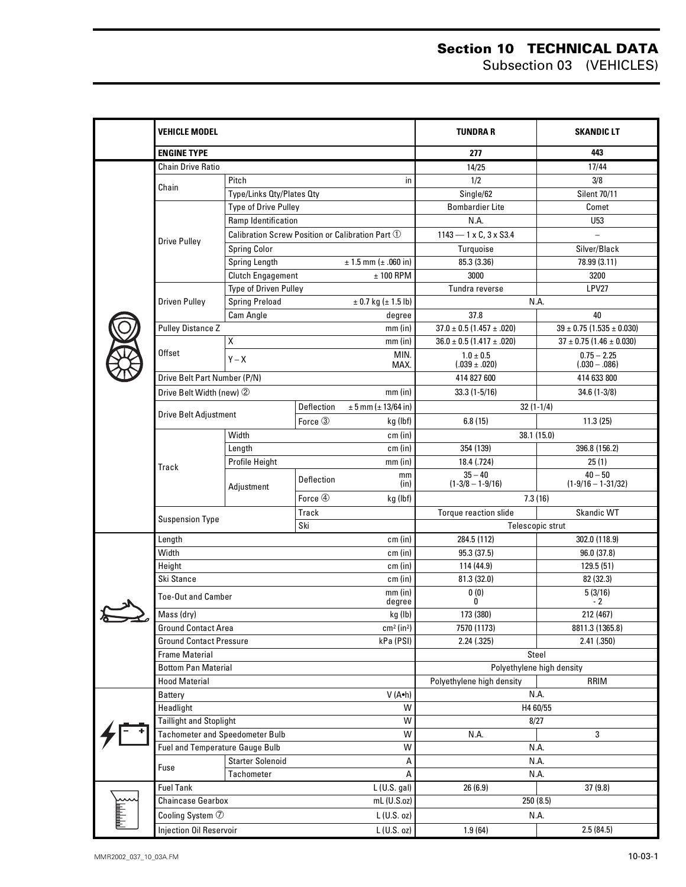# Section 10 TECHNICAL DATA
## Subsection 03 (VEHICLES)

| | VEHICLE MODEL | | | | TUNDRA R | SKANDIC LT |
|---|---|---|---|---|---|---|
| | **ENGINE TYPE** | | | | **277** | **443** |
| | Chain Drive Ratio | | | | 14/25 | 17/44 |
| | Chain | Pitch | | in | 1/2 | 3/8 |
| | | Type/Links Qty/Plates Qty | | | Single/62 | Silent 70/11 |
| | Drive Pulley | Type of Drive Pulley | | | Bombardier Lite | Comet |
| | | Ramp Identification | | | N.A. | U53 |
| | | Calibration Screw Position or Calibration Part ① | | | 1143 — 1 x C, 3 x S3.4 | – |
| | | Spring Color | | | Turquoise | Silver/Black |
| | | Spring Length | | ± 1.5 mm (± .060 in) | 85.3 (3.36) | 78.99 (3.11) |
| | | Clutch Engagement | | ± 100 RPM | 3000 | 3200 |
| | Driven Pulley | Type of Driven Pulley | | | Tundra reverse | LPV27 |
| | | Spring Preload | | ± 0.7 kg (± 1.5 lb) | N.A. | |
| | | Cam Angle | | degree | 37.8 | 40 |
| | Pulley Distance Z | | | mm (in) | 37.0 ± 0.5 (1.457 ± .020) | 39 ± 0.75 (1.535 ± 0.030) |
| | Offset | X | | mm (in) | 36.0 ± 0.5 (1.417 ± .020) | 37 ± 0.75 (1.46 ± 0.030) |
| | | Y – X | | MIN. MAX. | 1.0 ± 0.5 (.039 ± .020) | 0.75 – 2.25 (.030 – .086) |
| | Drive Belt Part Number (P/N) | | | | 414 827 600 | 414 633 800 |
| | Drive Belt Width (new) ② | | | mm (in) | 33.3 (1-5/16) | 34.6 (1-3/8) |
| | Drive Belt Adjustment | | Deflection | ± 5 mm (± 13/64 in) | 32 (1-1/4) | |
| | | | Force ③ | kg (lbf) | 6.8 (15) | 11.3 (25) |
| | Track | Width | | cm (in) | 38.1 (15.0) | |
| | | Length | | cm (in) | 354 (139) | 396.8 (156.2) |
| | | Profile Height | | mm (in) | 18.4 (.724) | 25 (1) |
| | | Adjustment | Deflection | mm (in) | 35 – 40 (1-3/8 – 1-9/16) | 40 – 50 (1-9/16 – 1-31/32) |
| | | | Force ④ | kg (lbf) | 7.3 (16) | |
| | Suspension Type | | Track | | Torque reaction slide | Skandic WT |
| | | | Ski | | Telescopic strut | |
| | Length | | | cm (in) | 284.5 (112) | 302.0 (118.9) |
| | Width | | | cm (in) | 95.3 (37.5) | 96.0 (37.8) |
| | Height | | | cm (in) | 114 (44.9) | 129.5 (51) |
| | Ski Stance | | | cm (in) | 81.3 (32.0) | 82 (32.3) |
| | Toe-Out and Camber | | | mm (in) degree | 0 (0) 0 | 5 (3/16) - 2 |
| | Mass (dry) | | | kg (lb) | 173 (380) | 212 (467) |
| | Ground Contact Area | | | $cm^2$ ($in^2$) | 7570 (1173) | 8811.3 (1365.8) |
| | Ground Contact Pressure | | | kPa (PSI) | 2.24 (.325) | 2.41 (.350) |
| | Frame Material | | | | Steel | |
| | Bottom Pan Material | | | | Polyethylene high density | |
| | Hood Material | | | | Polyethylene high density | RRIM |
| | Battery | | | V (A•h) | N.A. | |
| | Headlight | | | W | H4 60/55 | |
| | Taillight and Stoplight | | | W | 8/27 | |
| | Tachometer and Speedometer Bulb | | | W | N.A. | 3 |
| | Fuel and Temperature Gauge Bulb | | | W | N.A. | |
| | Fuse | Starter Solenoid | | A | N.A. | |
| | | Tachometer | | A | N.A. | |
| | Fuel Tank | | | L (U.S. gal) | 26 (6.9) | 37 (9.8) |
| | Chaincase Gearbox | | | mL (U.S.oz) | 250 (8.5) | |
| | Cooling System ⑦ | | | L (U.S. oz) | N.A. | |
| | Injection Oil Reservoir | | | L (U.S. oz) | 1.9 (64) | 2.5 (84.5) |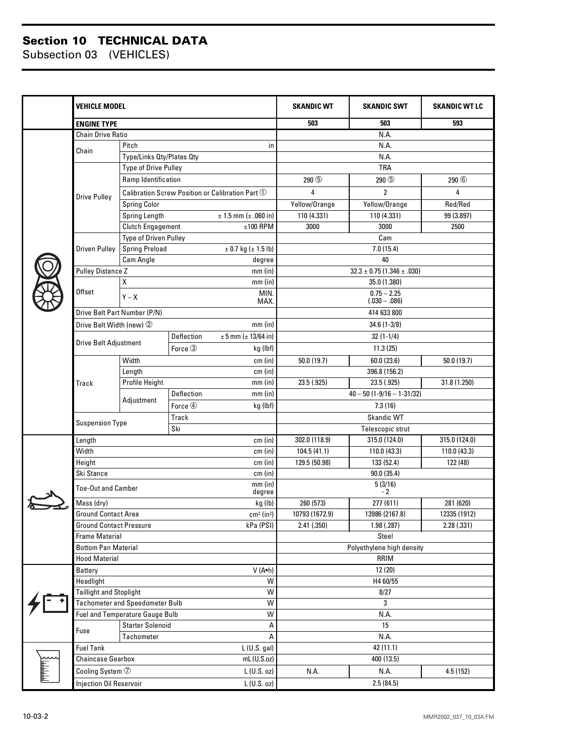# Section 10 TECHNICAL DATA
Subsection 03 (VEHICLES)

| | VEHICLE MODEL | | | | SKANDIC WT | SKANDIC SWT | SKANDIC WT LC |
|---|---|---|---|---|---|---|---|
| | **ENGINE TYPE** | | | | **503** | **503** | **593** |
| | Chain Drive Ratio | | | | N.A. | | |
| | Chain | Pitch | | in | N.A. | | |
| | | Type/Links Qty/Plates Qty | | | N.A. | | |
| | Drive Pulley | Type of Drive Pulley | | | TRA | | |
| | | Ramp Identification | | | 290 ⑤ | 290 ⑤ | 290 ⑥ |
| | | Calibration Screw Position or Calibration Part ① | | | 4 | 2 | 4 |
| | | Spring Color | | | Yellow/Orange | Yellow/Orange | Red/Red |
| | | Spring Length | | ± 1.5 mm (± .060 in) | 110 (4.331) | 110 (4.331) | 99 (3.897) |
| | | Clutch Engagement | | ±100 RPM | 3000 | 3000 | 2500 |
| | Driven Pulley | Type of Driven Pulley | | | Cam | | |
| | | Spring Preload | | ± 0.7 kg (± 1.5 lb) | 7.0 (15.4) | | |
| | | Cam Angle | | degree | 40 | | |
| | Pulley Distance Z | | | mm (in) | 32.3 ± 0.75 (1.346 ± .030) | | |
| | Offset | X | | mm (in) | 35.0 (1.380) | | |
| | | Y – X | | MIN. MAX. | 0.75 – 2.25 (.030 – .086) | | |
| | Drive Belt Part Number (P/N) | | | | 414 633 800 | | |
| | Drive Belt Width (new) ② | | | mm (in) | 34.6 (1-3/8) | | |
| | Drive Belt Adjustment | | Deflection | ± 5 mm (± 13/64 in) | 32 (1-1/4) | | |
| | | | Force ③ | kg (lbf) | 11.3 (25) | | |
| | Track | Width | | cm (in) | 50.0 (19.7) | 60.0 (23.6) | 50.0 (19.7) |
| | | Length | | cm (in) | 396.8 (156.2) | | |
| | | Profile Height | | mm (in) | 23.5 (.925) | 23.5 (.925) | 31.8 (1.250) |
| | | Adjustment | Deflection | mm (in) | 40 – 50 (1-9/16 – 1-31/32) | | |
| | | | Force ④ | kg (lbf) | 7.3 (16) | | |
| | Suspension Type | | Track | | Skandic WT | | |
| | | | Ski | | Telescopic strut | | |
| | Length | | | cm (in) | 302.0 (118.9) | 315.0 (124.0) | 315.0 (124.0) |
| | Width | | | cm (in) | 104.5 (41.1) | 110.0 (43.3) | 110.0 (43.3) |
| | Height | | | cm (in) | 129.5 (50.98) | 133 (52.4) | 122 (48) |
| | Ski Stance | | | cm (in) | 90.0 (35.4) | | |
| | Toe-Out and Camber | | | mm (in) degree | 5 (3/16) - 2 | | |
| | Mass (dry) | | | kg (lb) | 260 (573) | 277 (611) | 281 (620) |
| | Ground Contact Area | | | $cm^2$ ($in^2$) | 10793 (1672.9) | 13986 (2167.8) | 12335 (1912) |
| | Ground Contact Pressure | | | kPa (PSI) | 2.41 (.350) | 1.98 (.287) | 2.28 (.331) |
| | Frame Material | | | | Steel | | |
| | Bottom Pan Material | | | | Polyethylene high density | | |
| | Hood Material | | | | RRIM | | |
| | Battery | | | V (A•h) | 12 (20) | | |
| | Headlight | | | W | H4 60/55 | | |
| | Taillight and Stoplight | | | W | 8/27 | | |
| | Tachometer and Speedometer Bulb | | | W | 3 | | |
| | Fuel and Temperature Gauge Bulb | | | W | N.A. | | |
| | Fuse | Starter Solenoid | | A | 15 | | |
| | | Tachometer | | A | N.A. | | |
| | Fuel Tank | | | L (U.S. gal) | 42 (11.1) | | |
| | Chaincase Gearbox | | | mL (U.S.oz) | 400 (13.5) | | |
| | Cooling System ⑦ | | | L (U.S. oz) | N.A. | N.A. | 4.5 (152) |
| | Injection Oil Reservoir | | | L (U.S. oz) | 2.5 (84.5) | | |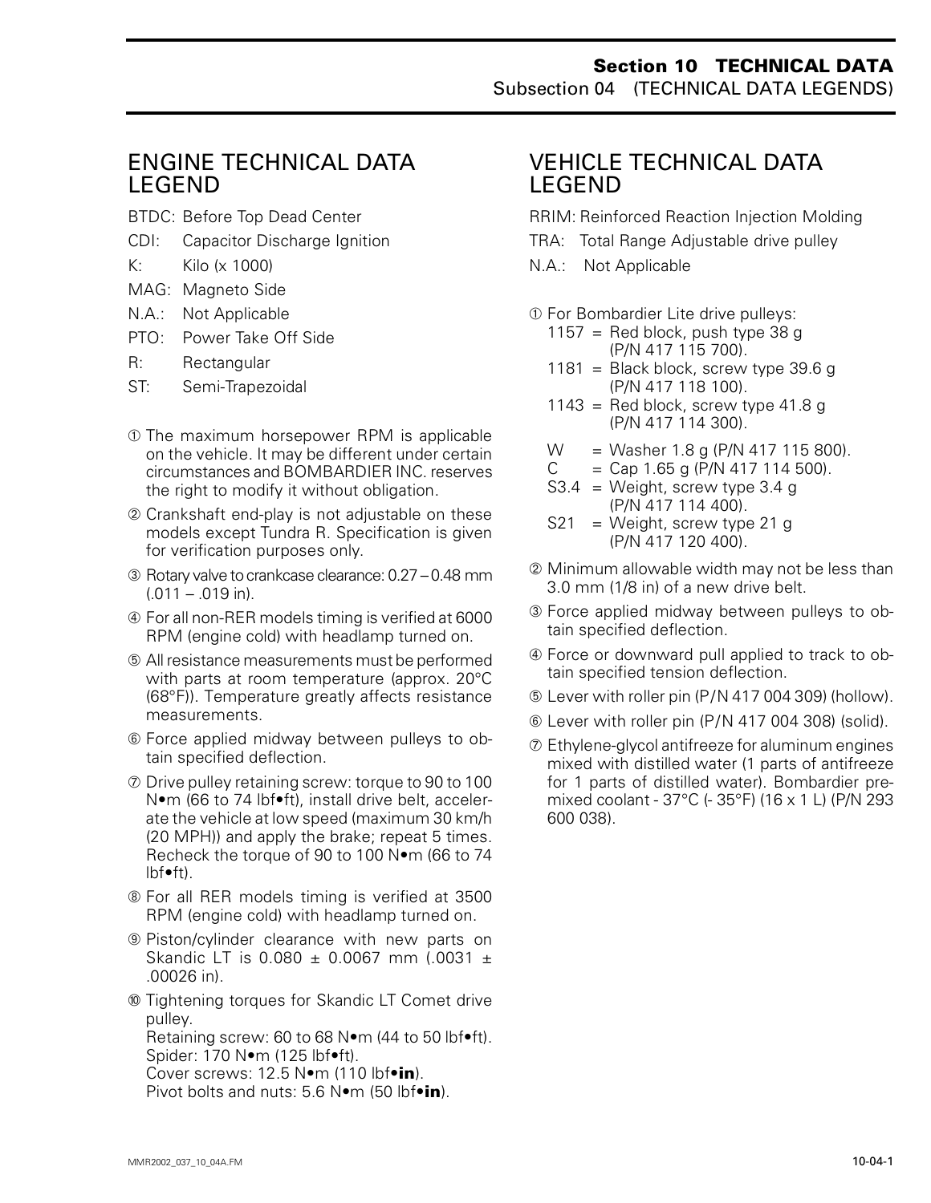## ENGINE TECHNICAL DATA LEGEND

BTDC: Before Top Dead Center
CDI: Capacitor Discharge Ignition
K: Kilo (x 1000)
MAG: Magneto Side
N.A.: Not Applicable
PTO: Power Take Off Side
R: Rectangular
ST: Semi-Trapezoidal

① The maximum horsepower RPM is applicable on the vehicle. It may be different under certain circumstances and BOMBARDIER INC. reserves the right to modify it without obligation.

② Crankshaft end-play is not adjustable on these models except Tundra R. Specification is given for verification purposes only.

③ Rotary valve to crankcase clearance: 0.27 – 0.48 mm (.011 – .019 in).

④ For all non-RER models timing is verified at 6000 RPM (engine cold) with headlamp turned on.

⑤ All resistance measurements must be performed with parts at room temperature (approx. 20°C (68°F)). Temperature greatly affects resistance measurements.

⑥ Force applied midway between pulleys to obtain specified deflection.

⑦ Drive pulley retaining screw: torque to 90 to 100 N•m (66 to 74 lbf•ft), install drive belt, accelerate the vehicle at low speed (maximum 30 km/h (20 MPH)) and apply the brake; repeat 5 times. Recheck the torque of 90 to 100 N•m (66 to 74 lbf•ft).

⑧ For all RER models timing is verified at 3500 RPM (engine cold) with headlamp turned on.

⑨ Piston/cylinder clearance with new parts on Skandic LT is 0.080 ± 0.0067 mm (.0031 ± .00026 in).

⑩ Tightening torques for Skandic LT Comet drive pulley.
Retaining screw: 60 to 68 N•m (44 to 50 lbf•ft).
Spider: 170 N•m (125 lbf•ft).
Cover screws: 12.5 N•m (110 lbf•**in**).
Pivot bolts and nuts: 5.6 N•m (50 lbf•**in**).

## VEHICLE TECHNICAL DATA LEGEND

RRIM: Reinforced Reaction Injection Molding
TRA: Total Range Adjustable drive pulley
N.A.: Not Applicable

① For Bombardier Lite drive pulleys:
1157 = Red block, push type 38 g (P/N 417 115 700).
1181 = Black block, screw type 39.6 g (P/N 417 118 100).
1143 = Red block, screw type 41.8 g (P/N 417 114 300).
W = Washer 1.8 g (P/N 417 115 800).
C = Cap 1.65 g (P/N 417 114 500).
S3.4 = Weight, screw type 3.4 g (P/N 417 114 400).
S21 = Weight, screw type 21 g (P/N 417 120 400).

② Minimum allowable width may not be less than 3.0 mm (1/8 in) of a new drive belt.

③ Force applied midway between pulleys to obtain specified deflection.

④ Force or downward pull applied to track to obtain specified tension deflection.

⑤ Lever with roller pin (P/N 417 004 309) (hollow).

⑥ Lever with roller pin (P/N 417 004 308) (solid).

⑦ Ethylene-glycol antifreeze for aluminum engines mixed with distilled water (1 parts of antifreeze for 1 parts of distilled water). Bombardier premixed coolant - 37°C (- 35°F) (16 x 1 L) (P/N 293 600 038).